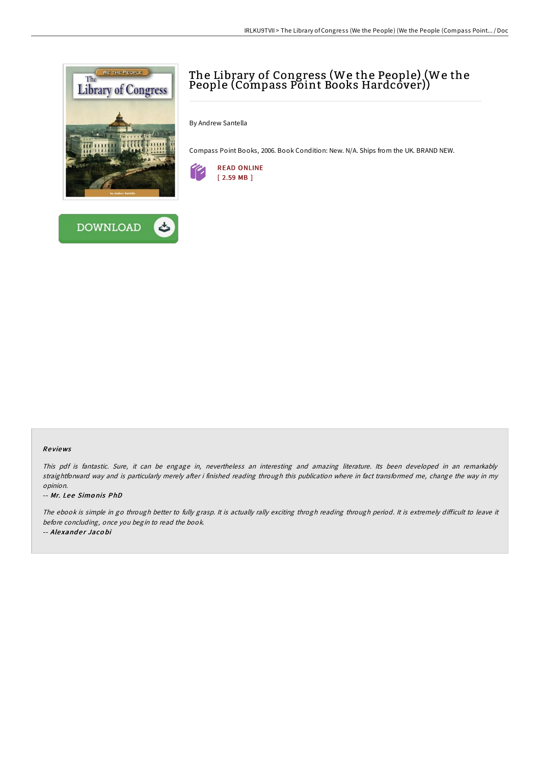# The Library of Congress (We the People) (We the People (Compass Point Books Hardcover))

By Andrew Santella

Compass Point Books, 2006. Book Condition: New. N/A. Ships from the UK. BRAND NEW.

READ ONLINE
[ 2.59 MB ]

DOWNLOAD

### Reviews

*This pdf is fantastic. Sure, it can be engage in, nevertheless an interesting and amazing literature. Its been developed in an remarkably straightforward way and is particularly merely after i finished reading through this publication where in fact transformed me, change the way in my opinion.*

-- ***Mr. Lee Simonis PhD***

*The ebook is simple in go through better to fully grasp. It is actually rally exciting throgh reading through period. It is extremely difficult to leave it before concluding, once you begin to read the book.*

-- ***Alexander Jacobi***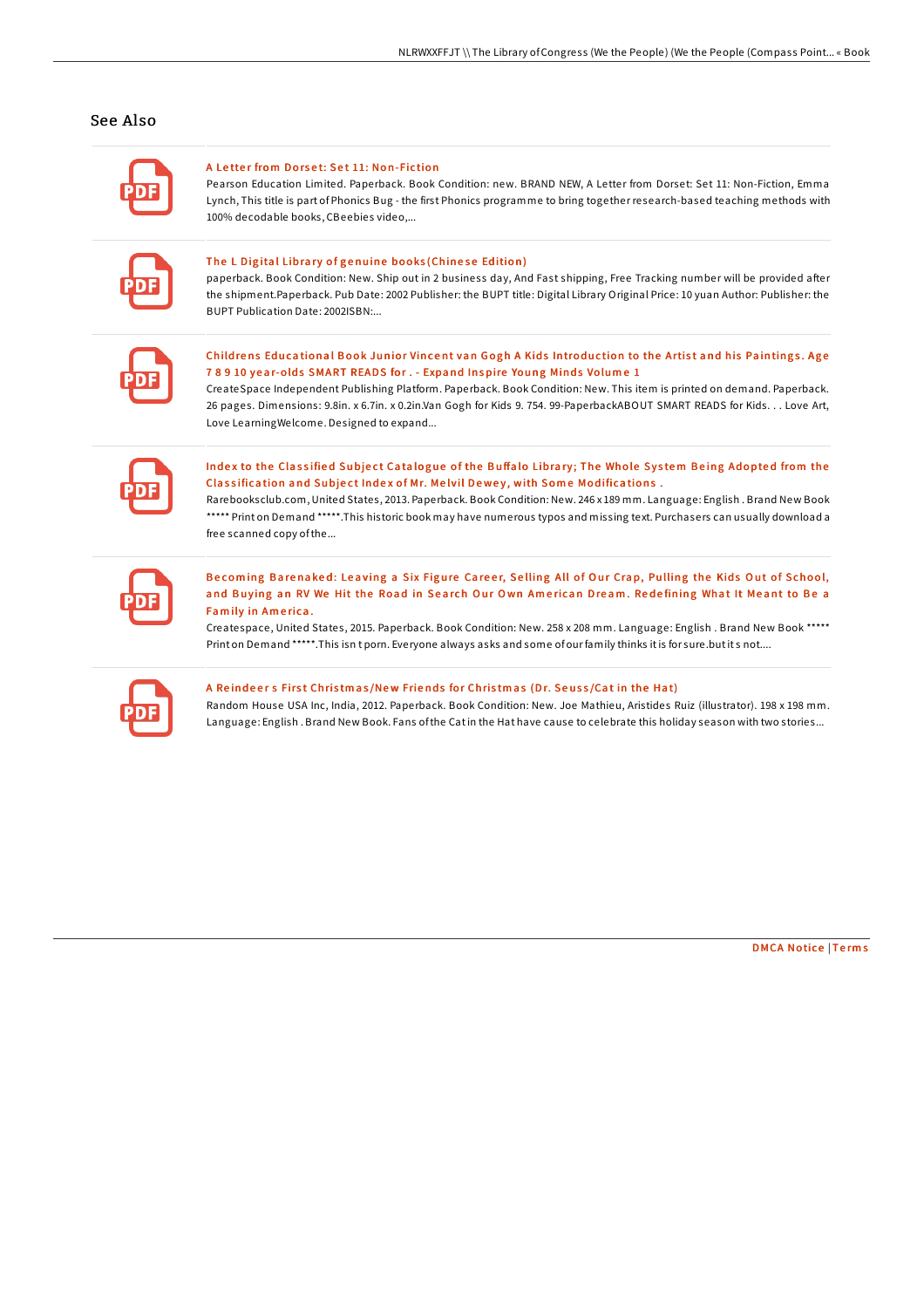## See Also

### A Letter from Dorset: Set 11: Non-Fiction

Pearson Education Limited. Paperback. Book Condition: new. BRAND NEW, A Letter from Dorset: Set 11: Non-Fiction, Emma Lynch, This title is part of Phonics Bug - the first Phonics programme to bring together research-based teaching methods with 100% decodable books, CBeebies video,...

### The L Digital Library of genuine books(Chinese Edition)

paperback. Book Condition: New. Ship out in 2 business day, And Fast shipping, Free Tracking number will be provided after the shipment.Paperback. Pub Date: 2002 Publisher: the BUPT title: Digital Library Original Price: 10 yuan Author: Publisher: the BUPT Publication Date: 2002ISBN:...

### Childrens Educational Book Junior Vincent van Gogh A Kids Introduction to the Artist and his Paintings. Age 7 8 9 10 year-olds SMART READS for . - Expand Inspire Young Minds Volume 1

CreateSpace Independent Publishing Platform. Paperback. Book Condition: New. This item is printed on demand. Paperback. 26 pages. Dimensions: 9.8in. x 6.7in. x 0.2in.Van Gogh for Kids 9. 754. 99-PaperbackABOUT SMART READS for Kids. . . Love Art, Love LearningWelcome. Designed to expand...

### Index to the Classified Subject Catalogue of the Buffalo Library; The Whole System Being Adopted from the Classification and Subject Index of Mr. Melvil Dewey, with Some Modifications .

Rarebooksclub.com, United States, 2013. Paperback. Book Condition: New. 246 x 189 mm. Language: English . Brand New Book ***** Print on Demand *****.This historic book may have numerous typos and missing text. Purchasers can usually download a free scanned copy of the...

### Becoming Barenaked: Leaving a Six Figure Career, Selling All of Our Crap, Pulling the Kids Out of School, and Buying an RV We Hit the Road in Search Our Own American Dream. Redefining What It Meant to Be a Family in America.

Createspace, United States, 2015. Paperback. Book Condition: New. 258 x 208 mm. Language: English . Brand New Book ***** Print on Demand *****.This isn t porn. Everyone always asks and some of our family thinks it is for sure.but it s not....

### A Reindeer s First Christmas/New Friends for Christmas (Dr. Seuss/Cat in the Hat)

Random House USA Inc, India, 2012. Paperback. Book Condition: New. Joe Mathieu, Aristides Ruiz (illustrator). 198 x 198 mm. Language: English . Brand New Book. Fans of the Cat in the Hat have cause to celebrate this holiday season with two stories...